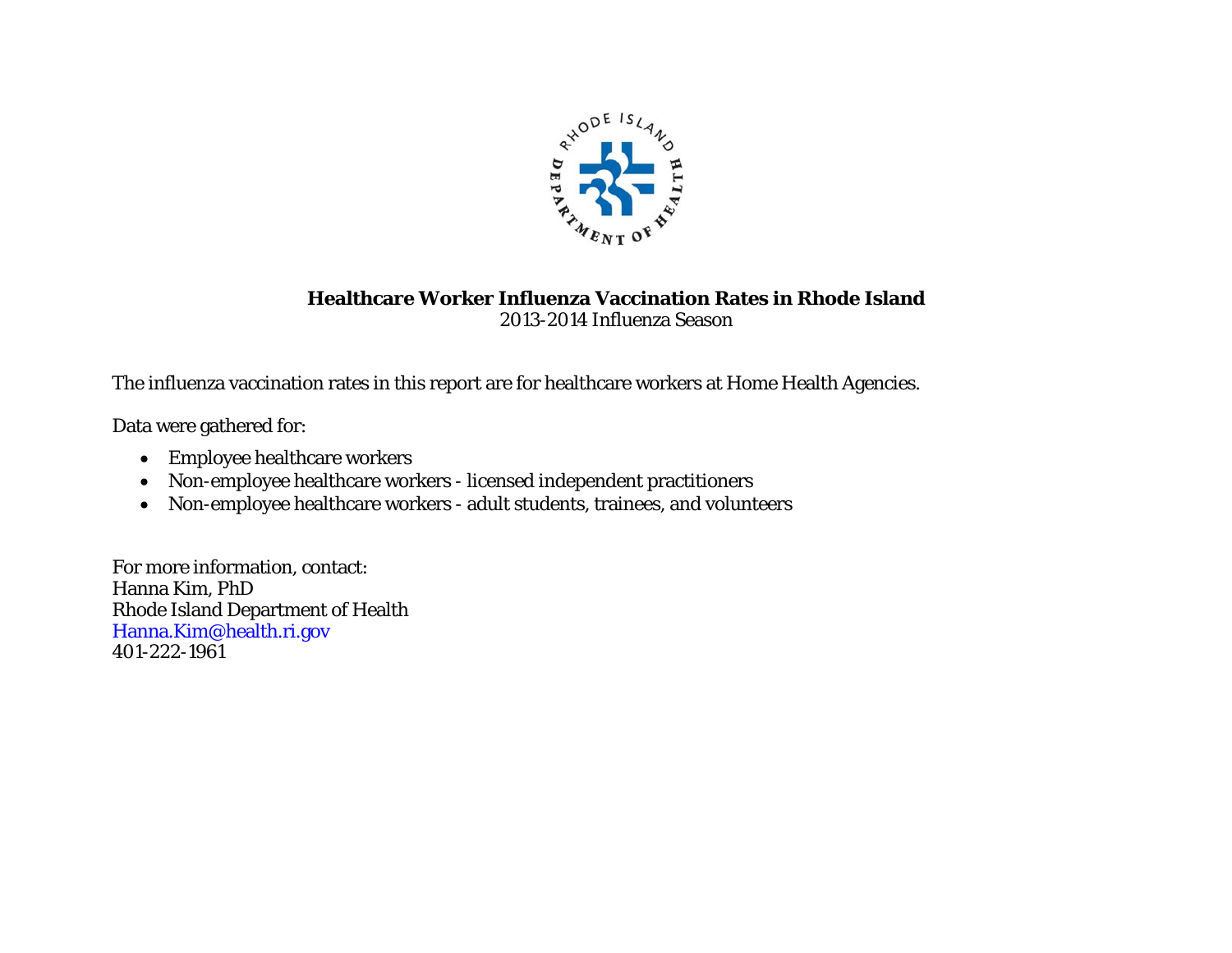# Healthcare Worker Influenza Vaccination Rates in Rhode Island

2013-2014 Influenza Season

The influenza vaccination rates in this report are for healthcare workers at Home Health Agencies.

Data were gathered for:

- Employee healthcare workers
- Non-employee healthcare workers - licensed independent practitioners
- Non-employee healthcare workers - adult students, trainees, and volunteers

For more information, contact:
Hanna Kim, PhD
Rhode Island Department of Health
Hanna.Kim@health.ri.gov
401-222-1961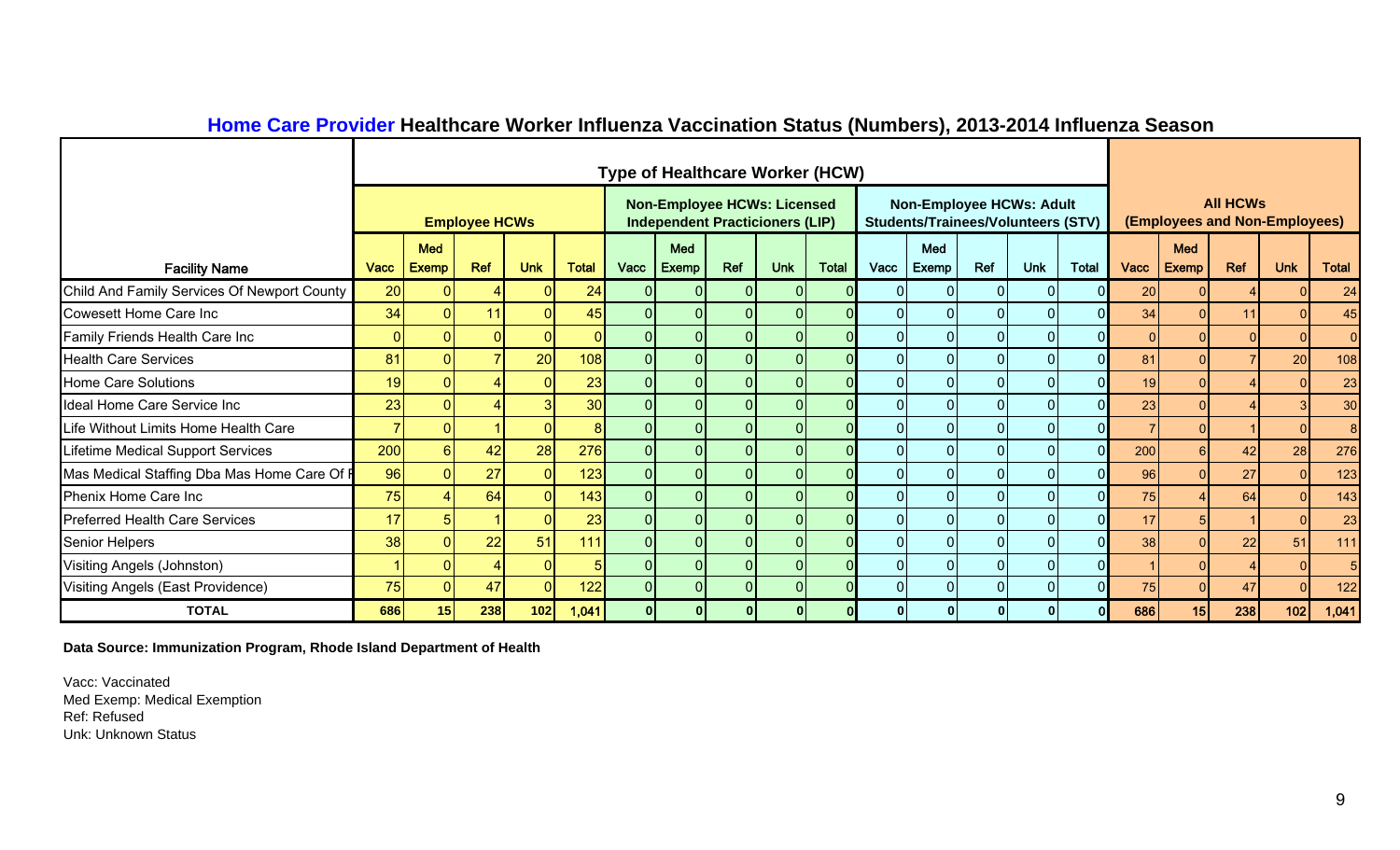## Home Care Provider Healthcare Worker Influenza Vaccination Status (Numbers), 2013-2014 Influenza Season

| | Type of Healthcare Worker (HCW) | | | | | | | | | | | | | | | All HCWs (Employees and Non-Employees) | | | | |
|---|---|---|---|---|---|---|---|---|---|---|---|---|---|---|---|---|---|---|---|---|
| | Employee HCWs | | | | | Non-Employee HCWs: Licensed Independent Practicioners (LIP) | | | | | Non-Employee HCWs: Adult Students/Trainees/Volunteers (STV) | | | | | | | | | |
| Facility Name | Vacc | Med Exemp | Ref | Unk | Total | Vacc | Med Exemp | Ref | Unk | Total | Vacc | Med Exemp | Ref | Unk | Total | Vacc | Med Exemp | Ref | Unk | Total |
| Child And Family Services Of Newport County | 20 | 0 | 4 | 0 | 24 | 0 | 0 | 0 | 0 | 0 | 0 | 0 | 0 | 0 | 0 | 20 | 0 | 4 | 0 | 24 |
| Cowesett Home Care Inc | 34 | 0 | 11 | 0 | 45 | 0 | 0 | 0 | 0 | 0 | 0 | 0 | 0 | 0 | 0 | 34 | 0 | 11 | 0 | 45 |
| Family Friends Health Care Inc | 0 | 0 | 0 | 0 | 0 | 0 | 0 | 0 | 0 | 0 | 0 | 0 | 0 | 0 | 0 | 0 | 0 | 0 | 0 | 0 |
| Health Care Services | 81 | 0 | 7 | 20 | 108 | 0 | 0 | 0 | 0 | 0 | 0 | 0 | 0 | 0 | 0 | 81 | 0 | 7 | 20 | 108 |
| Home Care Solutions | 19 | 0 | 4 | 0 | 23 | 0 | 0 | 0 | 0 | 0 | 0 | 0 | 0 | 0 | 0 | 19 | 0 | 4 | 0 | 23 |
| Ideal Home Care Service Inc | 23 | 0 | 4 | 3 | 30 | 0 | 0 | 0 | 0 | 0 | 0 | 0 | 0 | 0 | 0 | 23 | 0 | 4 | 3 | 30 |
| Life Without Limits Home Health Care | 7 | 0 | 1 | 0 | 8 | 0 | 0 | 0 | 0 | 0 | 0 | 0 | 0 | 0 | 0 | 7 | 0 | 1 | 0 | 8 |
| Lifetime Medical Support Services | 200 | 6 | 42 | 28 | 276 | 0 | 0 | 0 | 0 | 0 | 0 | 0 | 0 | 0 | 0 | 200 | 6 | 42 | 28 | 276 |
| Mas Medical Staffing Dba Mas Home Care Of R | 96 | 0 | 27 | 0 | 123 | 0 | 0 | 0 | 0 | 0 | 0 | 0 | 0 | 0 | 0 | 96 | 0 | 27 | 0 | 123 |
| Phenix Home Care Inc | 75 | 4 | 64 | 0 | 143 | 0 | 0 | 0 | 0 | 0 | 0 | 0 | 0 | 0 | 0 | 75 | 4 | 64 | 0 | 143 |
| Preferred Health Care Services | 17 | 5 | 1 | 0 | 23 | 0 | 0 | 0 | 0 | 0 | 0 | 0 | 0 | 0 | 0 | 17 | 5 | 1 | 0 | 23 |
| Senior Helpers | 38 | 0 | 22 | 51 | 111 | 0 | 0 | 0 | 0 | 0 | 0 | 0 | 0 | 0 | 0 | 38 | 0 | 22 | 51 | 111 |
| Visiting Angels (Johnston) | 1 | 0 | 4 | 0 | 5 | 0 | 0 | 0 | 0 | 0 | 0 | 0 | 0 | 0 | 0 | 1 | 0 | 4 | 0 | 5 |
| Visiting Angels (East Providence) | 75 | 0 | 47 | 0 | 122 | 0 | 0 | 0 | 0 | 0 | 0 | 0 | 0 | 0 | 0 | 75 | 0 | 47 | 0 | 122 |
| **TOTAL** | **686** | **15** | **238** | **102** | **1,041** | **0** | **0** | **0** | **0** | **0** | **0** | **0** | **0** | **0** | **0** | **686** | **15** | **238** | **102** | **1,041** |

**Data Source: Immunization Program, Rhode Island Department of Health**

Vacc: Vaccinated
Med Exemp: Medical Exemption
Ref: Refused
Unk: Unknown Status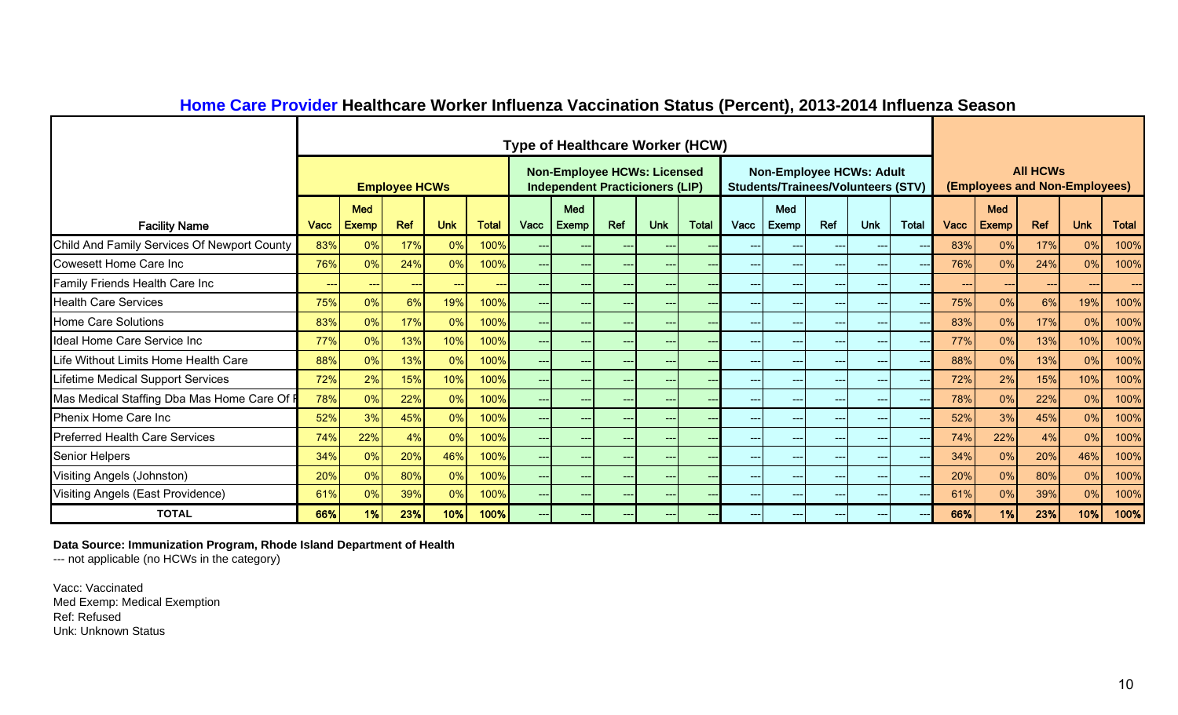## Home Care Provider Healthcare Worker Influenza Vaccination Status (Percent), 2013-2014 Influenza Season

| | Type of Healthcare Worker (HCW) | | | | | | | | | | | | | | | All HCWs (Employees and Non-Employees) | | | | |
|---|---|---|---|---|---|---|---|---|---|---|---|---|---|---|---|---|---|---|---|---|
| | Employee HCWs | | | | | Non-Employee HCWs: Licensed Independent Practicioners (LIP) | | | | | Non-Employee HCWs: Adult Students/Trainees/Volunteers (STV) | | | | | | | | | |
| Facility Name | Vacc | Med Exemp | Ref | Unk | Total | Vacc | Med Exemp | Ref | Unk | Total | Vacc | Med Exemp | Ref | Unk | Total | Vacc | Med Exemp | Ref | Unk | Total |
| Child And Family Services Of Newport County | 83% | 0% | 17% | 0% | 100% | --- | --- | --- | --- | --- | --- | --- | --- | --- | --- | 83% | 0% | 17% | 0% | 100% |
| Cowesett Home Care Inc | 76% | 0% | 24% | 0% | 100% | --- | --- | --- | --- | --- | --- | --- | --- | --- | --- | 76% | 0% | 24% | 0% | 100% |
| Family Friends Health Care Inc | --- | --- | --- | --- | --- | --- | --- | --- | --- | --- | --- | --- | --- | --- | --- | --- | --- | --- | --- | --- |
| Health Care Services | 75% | 0% | 6% | 19% | 100% | --- | --- | --- | --- | --- | --- | --- | --- | --- | --- | 75% | 0% | 6% | 19% | 100% |
| Home Care Solutions | 83% | 0% | 17% | 0% | 100% | --- | --- | --- | --- | --- | --- | --- | --- | --- | --- | 83% | 0% | 17% | 0% | 100% |
| Ideal Home Care Service Inc | 77% | 0% | 13% | 10% | 100% | --- | --- | --- | --- | --- | --- | --- | --- | --- | --- | 77% | 0% | 13% | 10% | 100% |
| Life Without Limits Home Health Care | 88% | 0% | 13% | 0% | 100% | --- | --- | --- | --- | --- | --- | --- | --- | --- | --- | 88% | 0% | 13% | 0% | 100% |
| Lifetime Medical Support Services | 72% | 2% | 15% | 10% | 100% | --- | --- | --- | --- | --- | --- | --- | --- | --- | --- | 72% | 2% | 15% | 10% | 100% |
| Mas Medical Staffing Dba Mas Home Care Of R | 78% | 0% | 22% | 0% | 100% | --- | --- | --- | --- | --- | --- | --- | --- | --- | --- | 78% | 0% | 22% | 0% | 100% |
| Phenix Home Care Inc | 52% | 3% | 45% | 0% | 100% | --- | --- | --- | --- | --- | --- | --- | --- | --- | --- | 52% | 3% | 45% | 0% | 100% |
| Preferred Health Care Services | 74% | 22% | 4% | 0% | 100% | --- | --- | --- | --- | --- | --- | --- | --- | --- | --- | 74% | 22% | 4% | 0% | 100% |
| Senior Helpers | 34% | 0% | 20% | 46% | 100% | --- | --- | --- | --- | --- | --- | --- | --- | --- | --- | 34% | 0% | 20% | 46% | 100% |
| Visiting Angels (Johnston) | 20% | 0% | 80% | 0% | 100% | --- | --- | --- | --- | --- | --- | --- | --- | --- | --- | 20% | 0% | 80% | 0% | 100% |
| Visiting Angels (East Providence) | 61% | 0% | 39% | 0% | 100% | --- | --- | --- | --- | --- | --- | --- | --- | --- | --- | 61% | 0% | 39% | 0% | 100% |
| **TOTAL** | **66%** | **1%** | **23%** | **10%** | **100%** | --- | --- | --- | --- | --- | --- | --- | --- | --- | --- | **66%** | **1%** | **23%** | **10%** | **100%** |

**Data Source: Immunization Program, Rhode Island Department of Health**
--- not applicable (no HCWs in the category)

Vacc: Vaccinated
Med Exemp: Medical Exemption
Ref: Refused
Unk: Unknown Status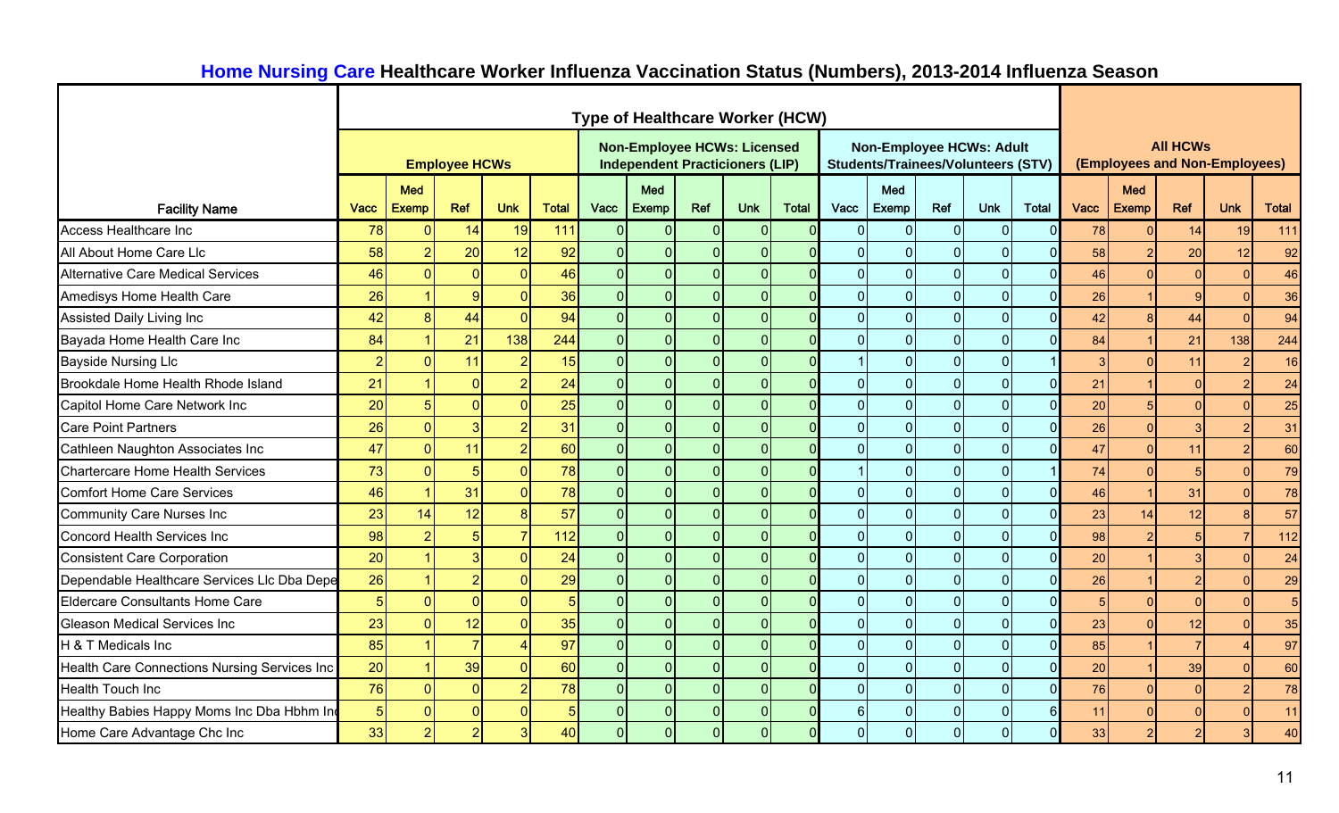## Home Nursing Care Healthcare Worker Influenza Vaccination Status (Numbers), 2013-2014 Influenza Season

| | Type of Healthcare Worker (HCW) | | | | | | | | | | | | | | | | | | | |
|---|---|---|---|---|---|---|---|---|---|---|---|---|---|---|---|---|---|---|---|---|
| | Employee HCWs | | | | | Non-Employee HCWs: Licensed Independent Practicioners (LIP) | | | | | Non-Employee HCWs: Adult Students/Trainees/Volunteers (STV) | | | | | All HCWs (Employees and Non-Employees) | | | | |
| Facility Name | Vacc | Med Exemp | Ref | Unk | Total | Vacc | Med Exemp | Ref | Unk | Total | Vacc | Med Exemp | Ref | Unk | Total | Vacc | Med Exemp | Ref | Unk | Total |
| Access Healthcare Inc | 78 | 0 | 14 | 19 | 111 | 0 | 0 | 0 | 0 | 0 | 0 | 0 | 0 | 0 | 0 | 78 | 0 | 14 | 19 | 111 |
| All About Home Care Llc | 58 | 2 | 20 | 12 | 92 | 0 | 0 | 0 | 0 | 0 | 0 | 0 | 0 | 0 | 0 | 58 | 2 | 20 | 12 | 92 |
| Alternative Care Medical Services | 46 | 0 | 0 | 0 | 46 | 0 | 0 | 0 | 0 | 0 | 0 | 0 | 0 | 0 | 0 | 46 | 0 | 0 | 0 | 46 |
| Amedisys Home Health Care | 26 | 1 | 9 | 0 | 36 | 0 | 0 | 0 | 0 | 0 | 0 | 0 | 0 | 0 | 0 | 26 | 1 | 9 | 0 | 36 |
| Assisted Daily Living Inc | 42 | 8 | 44 | 0 | 94 | 0 | 0 | 0 | 0 | 0 | 0 | 0 | 0 | 0 | 0 | 42 | 8 | 44 | 0 | 94 |
| Bayada Home Health Care Inc | 84 | 1 | 21 | 138 | 244 | 0 | 0 | 0 | 0 | 0 | 0 | 0 | 0 | 0 | 0 | 84 | 1 | 21 | 138 | 244 |
| Bayside Nursing Llc | 2 | 0 | 11 | 2 | 15 | 0 | 0 | 0 | 0 | 0 | 1 | 0 | 0 | 0 | 1 | 3 | 0 | 11 | 2 | 16 |
| Brookdale Home Health Rhode Island | 21 | 1 | 0 | 2 | 24 | 0 | 0 | 0 | 0 | 0 | 0 | 0 | 0 | 0 | 0 | 21 | 1 | 0 | 2 | 24 |
| Capitol Home Care Network Inc | 20 | 5 | 0 | 0 | 25 | 0 | 0 | 0 | 0 | 0 | 0 | 0 | 0 | 0 | 0 | 20 | 5 | 0 | 0 | 25 |
| Care Point Partners | 26 | 0 | 3 | 2 | 31 | 0 | 0 | 0 | 0 | 0 | 0 | 0 | 0 | 0 | 0 | 26 | 0 | 3 | 2 | 31 |
| Cathleen Naughton Associates Inc | 47 | 0 | 11 | 2 | 60 | 0 | 0 | 0 | 0 | 0 | 0 | 0 | 0 | 0 | 0 | 47 | 0 | 11 | 2 | 60 |
| Chartercare Home Health Services | 73 | 0 | 5 | 0 | 78 | 0 | 0 | 0 | 0 | 0 | 1 | 0 | 0 | 0 | 1 | 74 | 0 | 5 | 0 | 79 |
| Comfort Home Care Services | 46 | 1 | 31 | 0 | 78 | 0 | 0 | 0 | 0 | 0 | 0 | 0 | 0 | 0 | 0 | 46 | 1 | 31 | 0 | 78 |
| Community Care Nurses Inc | 23 | 14 | 12 | 8 | 57 | 0 | 0 | 0 | 0 | 0 | 0 | 0 | 0 | 0 | 0 | 23 | 14 | 12 | 8 | 57 |
| Concord Health Services Inc | 98 | 2 | 5 | 7 | 112 | 0 | 0 | 0 | 0 | 0 | 0 | 0 | 0 | 0 | 0 | 98 | 2 | 5 | 7 | 112 |
| Consistent Care Corporation | 20 | 1 | 3 | 0 | 24 | 0 | 0 | 0 | 0 | 0 | 0 | 0 | 0 | 0 | 0 | 20 | 1 | 3 | 0 | 24 |
| Dependable Healthcare Services Llc Dba Depe | 26 | 1 | 2 | 0 | 29 | 0 | 0 | 0 | 0 | 0 | 0 | 0 | 0 | 0 | 0 | 26 | 1 | 2 | 0 | 29 |
| Eldercare Consultants Home Care | 5 | 0 | 0 | 0 | 5 | 0 | 0 | 0 | 0 | 0 | 0 | 0 | 0 | 0 | 0 | 5 | 0 | 0 | 0 | 5 |
| Gleason Medical Services Inc | 23 | 0 | 12 | 0 | 35 | 0 | 0 | 0 | 0 | 0 | 0 | 0 | 0 | 0 | 0 | 23 | 0 | 12 | 0 | 35 |
| H & T Medicals Inc | 85 | 1 | 7 | 4 | 97 | 0 | 0 | 0 | 0 | 0 | 0 | 0 | 0 | 0 | 0 | 85 | 1 | 7 | 4 | 97 |
| Health Care Connections Nursing Services Inc | 20 | 1 | 39 | 0 | 60 | 0 | 0 | 0 | 0 | 0 | 0 | 0 | 0 | 0 | 0 | 20 | 1 | 39 | 0 | 60 |
| Health Touch Inc | 76 | 0 | 0 | 2 | 78 | 0 | 0 | 0 | 0 | 0 | 0 | 0 | 0 | 0 | 0 | 76 | 0 | 0 | 2 | 78 |
| Healthy Babies Happy Moms Inc Dba Hbhm In | 5 | 0 | 0 | 0 | 5 | 0 | 0 | 0 | 0 | 0 | 6 | 0 | 0 | 0 | 6 | 11 | 0 | 0 | 0 | 11 |
| Home Care Advantage Chc Inc | 33 | 2 | 2 | 3 | 40 | 0 | 0 | 0 | 0 | 0 | 0 | 0 | 0 | 0 | 0 | 33 | 2 | 2 | 3 | 40 |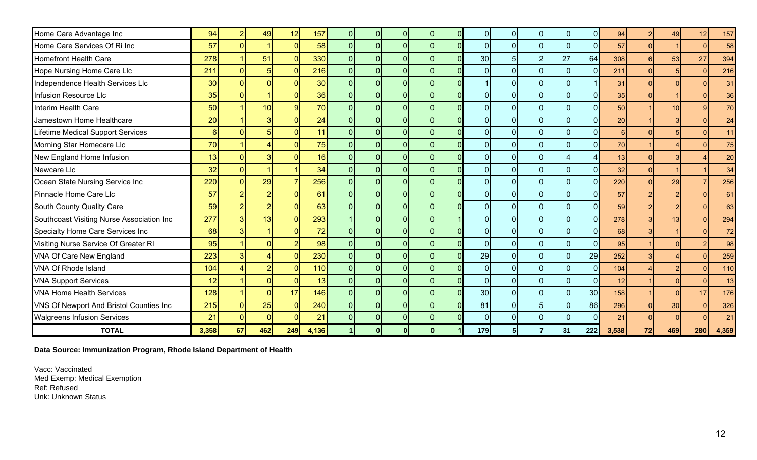| | | | | | | | | | | | | | | | | | | | | |
|---|---|---|---|---|---|---|---|---|---|---|---|---|---|---|---|---|---|---|---|---|
| Home Care Advantage Inc | 94 | 2 | 49 | 12 | 157 | 0 | 0 | 0 | 0 | 0 | 0 | 0 | 0 | 0 | 0 | 94 | 2 | 49 | 12 | 157 |
| Home Care Services Of Ri Inc | 57 | 0 | 1 | 0 | 58 | 0 | 0 | 0 | 0 | 0 | 0 | 0 | 0 | 0 | 0 | 57 | 0 | 1 | 0 | 58 |
| Homefront Health Care | 278 | 1 | 51 | 0 | 330 | 0 | 0 | 0 | 0 | 0 | 30 | 5 | 2 | 27 | 64 | 308 | 6 | 53 | 27 | 394 |
| Hope Nursing Home Care Llc | 211 | 0 | 5 | 0 | 216 | 0 | 0 | 0 | 0 | 0 | 0 | 0 | 0 | 0 | 0 | 211 | 0 | 5 | 0 | 216 |
| Independence Health Services Llc | 30 | 0 | 0 | 0 | 30 | 0 | 0 | 0 | 0 | 0 | 1 | 0 | 0 | 0 | 1 | 31 | 0 | 0 | 0 | 31 |
| Infusion Resource Llc | 35 | 0 | 1 | 0 | 36 | 0 | 0 | 0 | 0 | 0 | 0 | 0 | 0 | 0 | 0 | 35 | 0 | 1 | 0 | 36 |
| Interim Health Care | 50 | 1 | 10 | 9 | 70 | 0 | 0 | 0 | 0 | 0 | 0 | 0 | 0 | 0 | 0 | 50 | 1 | 10 | 9 | 70 |
| Jamestown Home Healthcare | 20 | 1 | 3 | 0 | 24 | 0 | 0 | 0 | 0 | 0 | 0 | 0 | 0 | 0 | 0 | 20 | 1 | 3 | 0 | 24 |
| Lifetime Medical Support Services | 6 | 0 | 5 | 0 | 11 | 0 | 0 | 0 | 0 | 0 | 0 | 0 | 0 | 0 | 0 | 6 | 0 | 5 | 0 | 11 |
| Morning Star Homecare Llc | 70 | 1 | 4 | 0 | 75 | 0 | 0 | 0 | 0 | 0 | 0 | 0 | 0 | 0 | 0 | 70 | 1 | 4 | 0 | 75 |
| New England Home Infusion | 13 | 0 | 3 | 0 | 16 | 0 | 0 | 0 | 0 | 0 | 0 | 0 | 0 | 4 | 4 | 13 | 0 | 3 | 4 | 20 |
| Newcare Llc | 32 | 0 | 1 | 1 | 34 | 0 | 0 | 0 | 0 | 0 | 0 | 0 | 0 | 0 | 0 | 32 | 0 | 1 | 1 | 34 |
| Ocean State Nursing Service Inc | 220 | 0 | 29 | 7 | 256 | 0 | 0 | 0 | 0 | 0 | 0 | 0 | 0 | 0 | 0 | 220 | 0 | 29 | 7 | 256 |
| Pinnacle Home Care Llc | 57 | 2 | 2 | 0 | 61 | 0 | 0 | 0 | 0 | 0 | 0 | 0 | 0 | 0 | 0 | 57 | 2 | 2 | 0 | 61 |
| South County Quality Care | 59 | 2 | 2 | 0 | 63 | 0 | 0 | 0 | 0 | 0 | 0 | 0 | 0 | 0 | 0 | 59 | 2 | 2 | 0 | 63 |
| Southcoast Visiting Nurse Association Inc | 277 | 3 | 13 | 0 | 293 | 1 | 0 | 0 | 0 | 1 | 0 | 0 | 0 | 0 | 0 | 278 | 3 | 13 | 0 | 294 |
| Specialty Home Care Services Inc | 68 | 3 | 1 | 0 | 72 | 0 | 0 | 0 | 0 | 0 | 0 | 0 | 0 | 0 | 0 | 68 | 3 | 1 | 0 | 72 |
| Visiting Nurse Service Of Greater RI | 95 | 1 | 0 | 2 | 98 | 0 | 0 | 0 | 0 | 0 | 0 | 0 | 0 | 0 | 0 | 95 | 1 | 0 | 2 | 98 |
| VNA Of Care New England | 223 | 3 | 4 | 0 | 230 | 0 | 0 | 0 | 0 | 0 | 29 | 0 | 0 | 0 | 29 | 252 | 3 | 4 | 0 | 259 |
| VNA Of Rhode Island | 104 | 4 | 2 | 0 | 110 | 0 | 0 | 0 | 0 | 0 | 0 | 0 | 0 | 0 | 0 | 104 | 4 | 2 | 0 | 110 |
| VNA Support Services | 12 | 1 | 0 | 0 | 13 | 0 | 0 | 0 | 0 | 0 | 0 | 0 | 0 | 0 | 0 | 12 | 1 | 0 | 0 | 13 |
| VNA Home Health Services | 128 | 1 | 0 | 17 | 146 | 0 | 0 | 0 | 0 | 0 | 30 | 0 | 0 | 0 | 30 | 158 | 1 | 0 | 17 | 176 |
| VNS Of Newport And Bristol Counties Inc | 215 | 0 | 25 | 0 | 240 | 0 | 0 | 0 | 0 | 0 | 81 | 0 | 5 | 0 | 86 | 296 | 0 | 30 | 0 | 326 |
| Walgreens Infusion Services | 21 | 0 | 0 | 0 | 21 | 0 | 0 | 0 | 0 | 0 | 0 | 0 | 0 | 0 | 0 | 21 | 0 | 0 | 0 | 21 |
| **TOTAL** | **3,358** | **67** | **462** | **249** | **4,136** | **1** | **0** | **0** | **0** | **1** | **179** | **5** | **7** | **31** | **222** | **3,538** | **72** | **469** | **280** | **4,359** |

**Data Source: Immunization Program, Rhode Island Department of Health**

Vacc: Vaccinated
Med Exemp: Medical Exemption
Ref: Refused
Unk: Unknown Status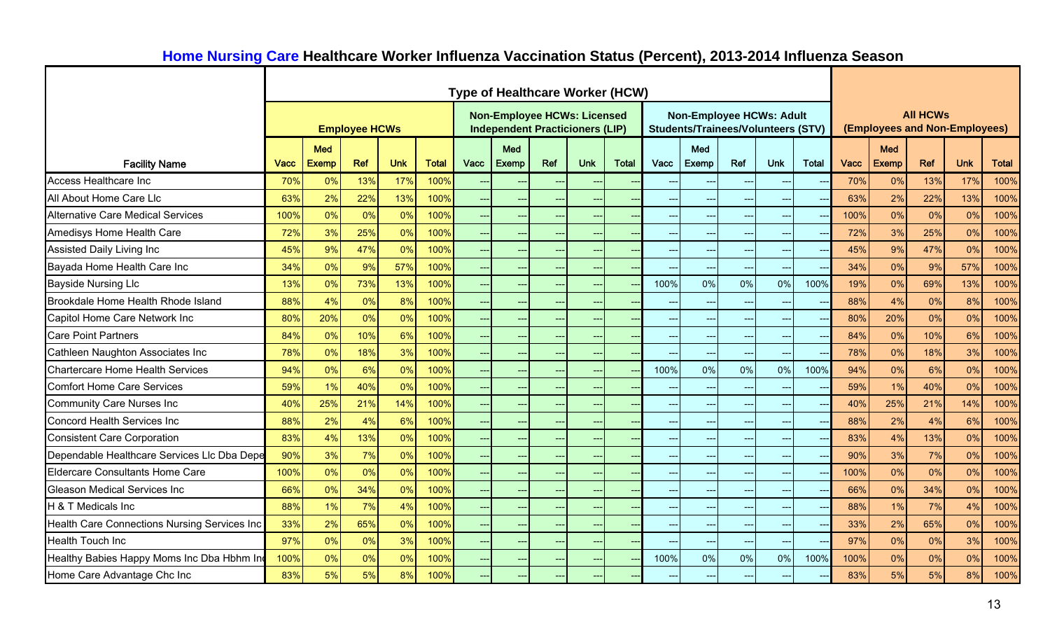# Home Nursing Care Healthcare Worker Influenza Vaccination Status (Percent), 2013-2014 Influenza Season

| Facility Name | Type of Healthcare Worker (HCW) | | | | | | | | | | | | | | | All HCWs (Employees and Non-Employees) | | | | |
|---|---|---|---|---|---|---|---|---|---|---|---|---|---|---|---|---|---|---|---|---|
| | Employee HCWs | | | | | Non-Employee HCWs: Licensed Independent Practicioners (LIP) | | | | | Non-Employee HCWs: Adult Students/Trainees/Volunteers (STV) | | | | | | | | | |
| | Vacc | Med Exemp | Ref | Unk | Total | Vacc | Med Exemp | Ref | Unk | Total | Vacc | Med Exemp | Ref | Unk | Total | Vacc | Med Exemp | Ref | Unk | Total |
| Access Healthcare Inc | 70% | 0% | 13% | 17% | 100% | --- | --- | --- | --- | --- | --- | --- | --- | --- | --- | 70% | 0% | 13% | 17% | 100% |
| All About Home Care Llc | 63% | 2% | 22% | 13% | 100% | --- | --- | --- | --- | --- | --- | --- | --- | --- | --- | 63% | 2% | 22% | 13% | 100% |
| Alternative Care Medical Services | 100% | 0% | 0% | 0% | 100% | --- | --- | --- | --- | --- | --- | --- | --- | --- | --- | 100% | 0% | 0% | 0% | 100% |
| Amedisys Home Health Care | 72% | 3% | 25% | 0% | 100% | --- | --- | --- | --- | --- | --- | --- | --- | --- | --- | 72% | 3% | 25% | 0% | 100% |
| Assisted Daily Living Inc | 45% | 9% | 47% | 0% | 100% | --- | --- | --- | --- | --- | --- | --- | --- | --- | --- | 45% | 9% | 47% | 0% | 100% |
| Bayada Home Health Care Inc | 34% | 0% | 9% | 57% | 100% | --- | --- | --- | --- | --- | --- | --- | --- | --- | --- | 34% | 0% | 9% | 57% | 100% |
| Bayside Nursing Llc | 13% | 0% | 73% | 13% | 100% | --- | --- | --- | --- | --- | 100% | 0% | 0% | 0% | 100% | 19% | 0% | 69% | 13% | 100% |
| Brookdale Home Health Rhode Island | 88% | 4% | 0% | 8% | 100% | --- | --- | --- | --- | --- | --- | --- | --- | --- | --- | 88% | 4% | 0% | 8% | 100% |
| Capitol Home Care Network Inc | 80% | 20% | 0% | 0% | 100% | --- | --- | --- | --- | --- | --- | --- | --- | --- | --- | 80% | 20% | 0% | 0% | 100% |
| Care Point Partners | 84% | 0% | 10% | 6% | 100% | --- | --- | --- | --- | --- | --- | --- | --- | --- | --- | 84% | 0% | 10% | 6% | 100% |
| Cathleen Naughton Associates Inc | 78% | 0% | 18% | 3% | 100% | --- | --- | --- | --- | --- | --- | --- | --- | --- | --- | 78% | 0% | 18% | 3% | 100% |
| Chartercare Home Health Services | 94% | 0% | 6% | 0% | 100% | --- | --- | --- | --- | --- | 100% | 0% | 0% | 0% | 100% | 94% | 0% | 6% | 0% | 100% |
| Comfort Home Care Services | 59% | 1% | 40% | 0% | 100% | --- | --- | --- | --- | --- | --- | --- | --- | --- | --- | 59% | 1% | 40% | 0% | 100% |
| Community Care Nurses Inc | 40% | 25% | 21% | 14% | 100% | --- | --- | --- | --- | --- | --- | --- | --- | --- | --- | 40% | 25% | 21% | 14% | 100% |
| Concord Health Services Inc | 88% | 2% | 4% | 6% | 100% | --- | --- | --- | --- | --- | --- | --- | --- | --- | --- | 88% | 2% | 4% | 6% | 100% |
| Consistent Care Corporation | 83% | 4% | 13% | 0% | 100% | --- | --- | --- | --- | --- | --- | --- | --- | --- | --- | 83% | 4% | 13% | 0% | 100% |
| Dependable Healthcare Services Llc Dba Depe | 90% | 3% | 7% | 0% | 100% | --- | --- | --- | --- | --- | --- | --- | --- | --- | --- | 90% | 3% | 7% | 0% | 100% |
| Eldercare Consultants Home Care | 100% | 0% | 0% | 0% | 100% | --- | --- | --- | --- | --- | --- | --- | --- | --- | --- | 100% | 0% | 0% | 0% | 100% |
| Gleason Medical Services Inc | 66% | 0% | 34% | 0% | 100% | --- | --- | --- | --- | --- | --- | --- | --- | --- | --- | 66% | 0% | 34% | 0% | 100% |
| H & T Medicals Inc | 88% | 1% | 7% | 4% | 100% | --- | --- | --- | --- | --- | --- | --- | --- | --- | --- | 88% | 1% | 7% | 4% | 100% |
| Health Care Connections Nursing Services Inc | 33% | 2% | 65% | 0% | 100% | --- | --- | --- | --- | --- | --- | --- | --- | --- | --- | 33% | 2% | 65% | 0% | 100% |
| Health Touch Inc | 97% | 0% | 0% | 3% | 100% | --- | --- | --- | --- | --- | --- | --- | --- | --- | --- | 97% | 0% | 0% | 3% | 100% |
| Healthy Babies Happy Moms Inc Dba Hbhm Inc | 100% | 0% | 0% | 0% | 100% | --- | --- | --- | --- | --- | 100% | 0% | 0% | 0% | 100% | 100% | 0% | 0% | 0% | 100% |
| Home Care Advantage Chc Inc | 83% | 5% | 5% | 8% | 100% | --- | --- | --- | --- | --- | --- | --- | --- | --- | --- | 83% | 5% | 5% | 8% | 100% |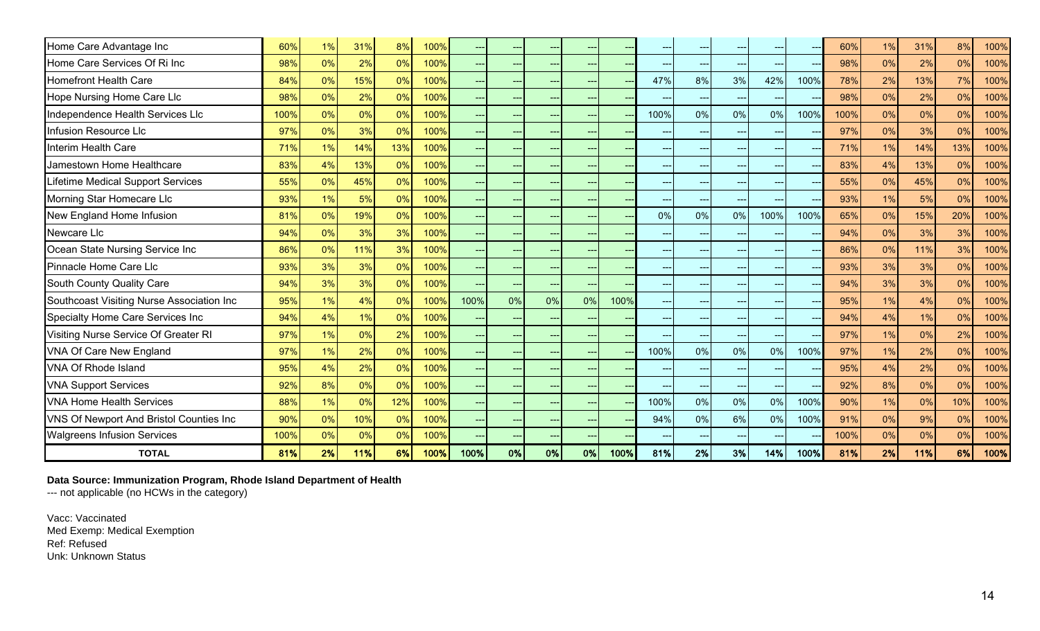| | | | | | | | | | | | | | | | | | | | | |
|---|---|---|---|---|---|---|---|---|---|---|---|---|---|---|---|---|---|---|---|---|
| Home Care Advantage Inc | 60% | 1% | 31% | 8% | 100% | --- | --- | --- | --- | --- | --- | --- | --- | --- | --- | 60% | 1% | 31% | 8% | 100% |
| Home Care Services Of Ri Inc | 98% | 0% | 2% | 0% | 100% | --- | --- | --- | --- | --- | --- | --- | --- | --- | --- | 98% | 0% | 2% | 0% | 100% |
| Homefront Health Care | 84% | 0% | 15% | 0% | 100% | --- | --- | --- | --- | --- | 47% | 8% | 3% | 42% | 100% | 78% | 2% | 13% | 7% | 100% |
| Hope Nursing Home Care Llc | 98% | 0% | 2% | 0% | 100% | --- | --- | --- | --- | --- | --- | --- | --- | --- | --- | 98% | 0% | 2% | 0% | 100% |
| Independence Health Services Llc | 100% | 0% | 0% | 0% | 100% | --- | --- | --- | --- | --- | 100% | 0% | 0% | 0% | 100% | 100% | 0% | 0% | 0% | 100% |
| Infusion Resource Llc | 97% | 0% | 3% | 0% | 100% | --- | --- | --- | --- | --- | --- | --- | --- | --- | --- | 97% | 0% | 3% | 0% | 100% |
| Interim Health Care | 71% | 1% | 14% | 13% | 100% | --- | --- | --- | --- | --- | --- | --- | --- | --- | --- | 71% | 1% | 14% | 13% | 100% |
| Jamestown Home Healthcare | 83% | 4% | 13% | 0% | 100% | --- | --- | --- | --- | --- | --- | --- | --- | --- | --- | 83% | 4% | 13% | 0% | 100% |
| Lifetime Medical Support Services | 55% | 0% | 45% | 0% | 100% | --- | --- | --- | --- | --- | --- | --- | --- | --- | --- | 55% | 0% | 45% | 0% | 100% |
| Morning Star Homecare Llc | 93% | 1% | 5% | 0% | 100% | --- | --- | --- | --- | --- | --- | --- | --- | --- | --- | 93% | 1% | 5% | 0% | 100% |
| New England Home Infusion | 81% | 0% | 19% | 0% | 100% | --- | --- | --- | --- | --- | 0% | 0% | 0% | 100% | 100% | 65% | 0% | 15% | 20% | 100% |
| Newcare Llc | 94% | 0% | 3% | 3% | 100% | --- | --- | --- | --- | --- | --- | --- | --- | --- | --- | 94% | 0% | 3% | 3% | 100% |
| Ocean State Nursing Service Inc | 86% | 0% | 11% | 3% | 100% | --- | --- | --- | --- | --- | --- | --- | --- | --- | --- | 86% | 0% | 11% | 3% | 100% |
| Pinnacle Home Care Llc | 93% | 3% | 3% | 0% | 100% | --- | --- | --- | --- | --- | --- | --- | --- | --- | --- | 93% | 3% | 3% | 0% | 100% |
| South County Quality Care | 94% | 3% | 3% | 0% | 100% | --- | --- | --- | --- | --- | --- | --- | --- | --- | --- | 94% | 3% | 3% | 0% | 100% |
| Southcoast Visiting Nurse Association Inc | 95% | 1% | 4% | 0% | 100% | 100% | 0% | 0% | 0% | 100% | --- | --- | --- | --- | --- | 95% | 1% | 4% | 0% | 100% |
| Specialty Home Care Services Inc | 94% | 4% | 1% | 0% | 100% | --- | --- | --- | --- | --- | --- | --- | --- | --- | --- | 94% | 4% | 1% | 0% | 100% |
| Visiting Nurse Service Of Greater RI | 97% | 1% | 0% | 2% | 100% | --- | --- | --- | --- | --- | --- | --- | --- | --- | --- | 97% | 1% | 0% | 2% | 100% |
| VNA Of Care New England | 97% | 1% | 2% | 0% | 100% | --- | --- | --- | --- | --- | 100% | 0% | 0% | 0% | 100% | 97% | 1% | 2% | 0% | 100% |
| VNA Of Rhode Island | 95% | 4% | 2% | 0% | 100% | --- | --- | --- | --- | --- | --- | --- | --- | --- | --- | 95% | 4% | 2% | 0% | 100% |
| VNA Support Services | 92% | 8% | 0% | 0% | 100% | --- | --- | --- | --- | --- | --- | --- | --- | --- | --- | 92% | 8% | 0% | 0% | 100% |
| VNA Home Health Services | 88% | 1% | 0% | 12% | 100% | --- | --- | --- | --- | --- | 100% | 0% | 0% | 0% | 100% | 90% | 1% | 0% | 10% | 100% |
| VNS Of Newport And Bristol Counties Inc | 90% | 0% | 10% | 0% | 100% | --- | --- | --- | --- | --- | 94% | 0% | 6% | 0% | 100% | 91% | 0% | 9% | 0% | 100% |
| Walgreens Infusion Services | 100% | 0% | 0% | 0% | 100% | --- | --- | --- | --- | --- | --- | --- | --- | --- | --- | 100% | 0% | 0% | 0% | 100% |
| **TOTAL** | **81%** | **2%** | **11%** | **6%** | **100%** | **100%** | **0%** | **0%** | **0%** | **100%** | **81%** | **2%** | **3%** | **14%** | **100%** | **81%** | **2%** | **11%** | **6%** | **100%** |

**Data Source: Immunization Program, Rhode Island Department of Health**
--- not applicable (no HCWs in the category)

Vacc: Vaccinated
Med Exemp: Medical Exemption
Ref: Refused
Unk: Unknown Status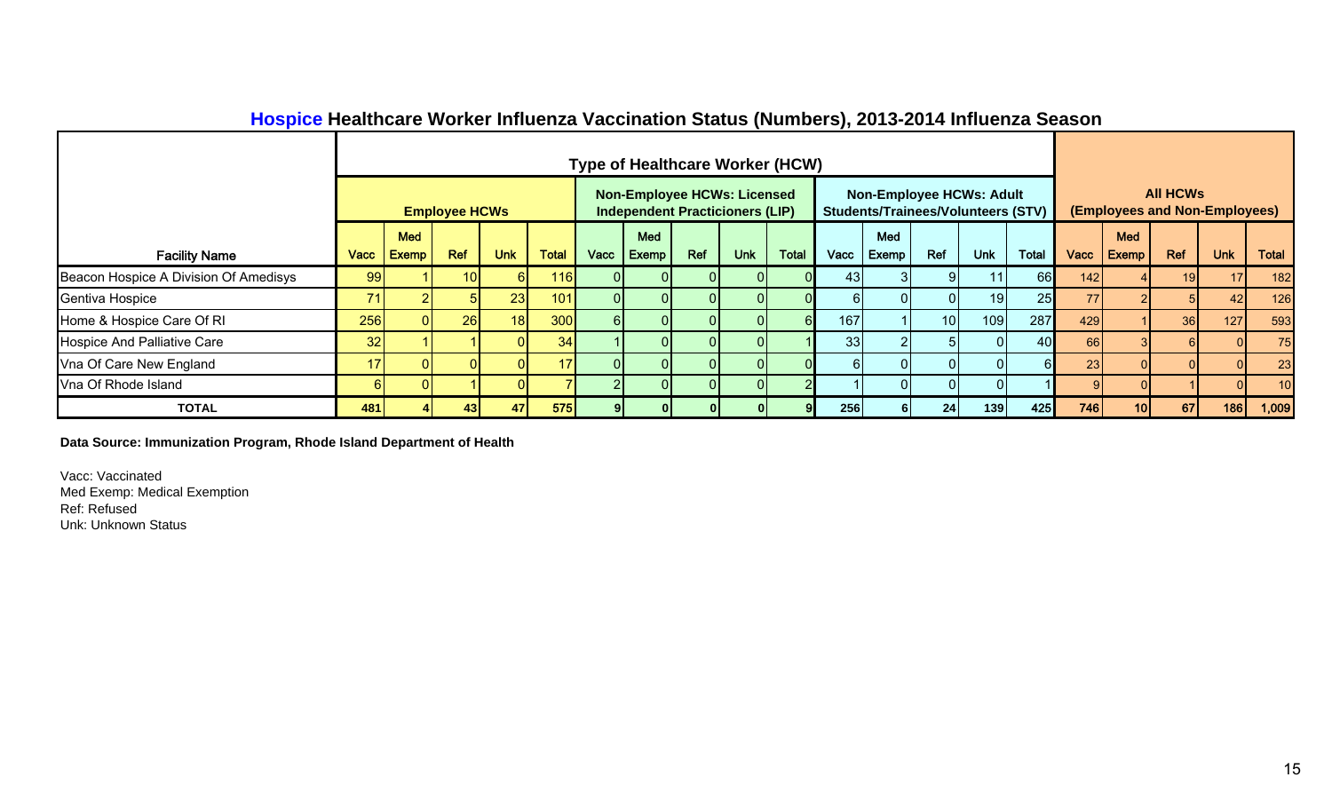## Hospice Healthcare Worker Influenza Vaccination Status (Numbers), 2013-2014 Influenza Season

| Facility Name | Type of Healthcare Worker (HCW) | | | | | | | | | | | | | | | | | | | |
|---|---|---|---|---|---|---|---|---|---|---|---|---|---|---|---|---|---|---|---|---|
| | Employee HCWs | | | | | Non-Employee HCWs: Licensed Independent Practicioners (LIP) | | | | | Non-Employee HCWs: Adult Students/Trainees/Volunteers (STV) | | | | | All HCWs (Employees and Non-Employees) | | | | |
| | Vacc | Med Exemp | Ref | Unk | Total | Vacc | Med Exemp | Ref | Unk | Total | Vacc | Med Exemp | Ref | Unk | Total | Vacc | Med Exemp | Ref | Unk | Total |
| Beacon Hospice A Division Of Amedisys | 99 | 1 | 10 | 6 | 116 | 0 | 0 | 0 | 0 | 0 | 43 | 3 | 9 | 11 | 66 | 142 | 4 | 19 | 17 | 182 |
| Gentiva Hospice | 71 | 2 | 5 | 23 | 101 | 0 | 0 | 0 | 0 | 0 | 6 | 0 | 0 | 19 | 25 | 77 | 2 | 5 | 42 | 126 |
| Home & Hospice Care Of RI | 256 | 0 | 26 | 18 | 300 | 6 | 0 | 0 | 0 | 6 | 167 | 1 | 10 | 109 | 287 | 429 | 1 | 36 | 127 | 593 |
| Hospice And Palliative Care | 32 | 1 | 1 | 0 | 34 | 1 | 0 | 0 | 0 | 1 | 33 | 2 | 5 | 0 | 40 | 66 | 3 | 6 | 0 | 75 |
| Vna Of Care New England | 17 | 0 | 0 | 0 | 17 | 0 | 0 | 0 | 0 | 0 | 6 | 0 | 0 | 0 | 6 | 23 | 0 | 0 | 0 | 23 |
| Vna Of Rhode Island | 6 | 0 | 1 | 0 | 7 | 2 | 0 | 0 | 0 | 2 | 1 | 0 | 0 | 0 | 1 | 9 | 0 | 1 | 0 | 10 |
| **TOTAL** | **481** | **4** | **43** | **47** | **575** | **9** | **0** | **0** | **0** | **9** | **256** | **6** | **24** | **139** | **425** | **746** | **10** | **67** | **186** | **1,009** |

**Data Source: Immunization Program, Rhode Island Department of Health**

Vacc: Vaccinated
Med Exemp: Medical Exemption
Ref: Refused
Unk: Unknown Status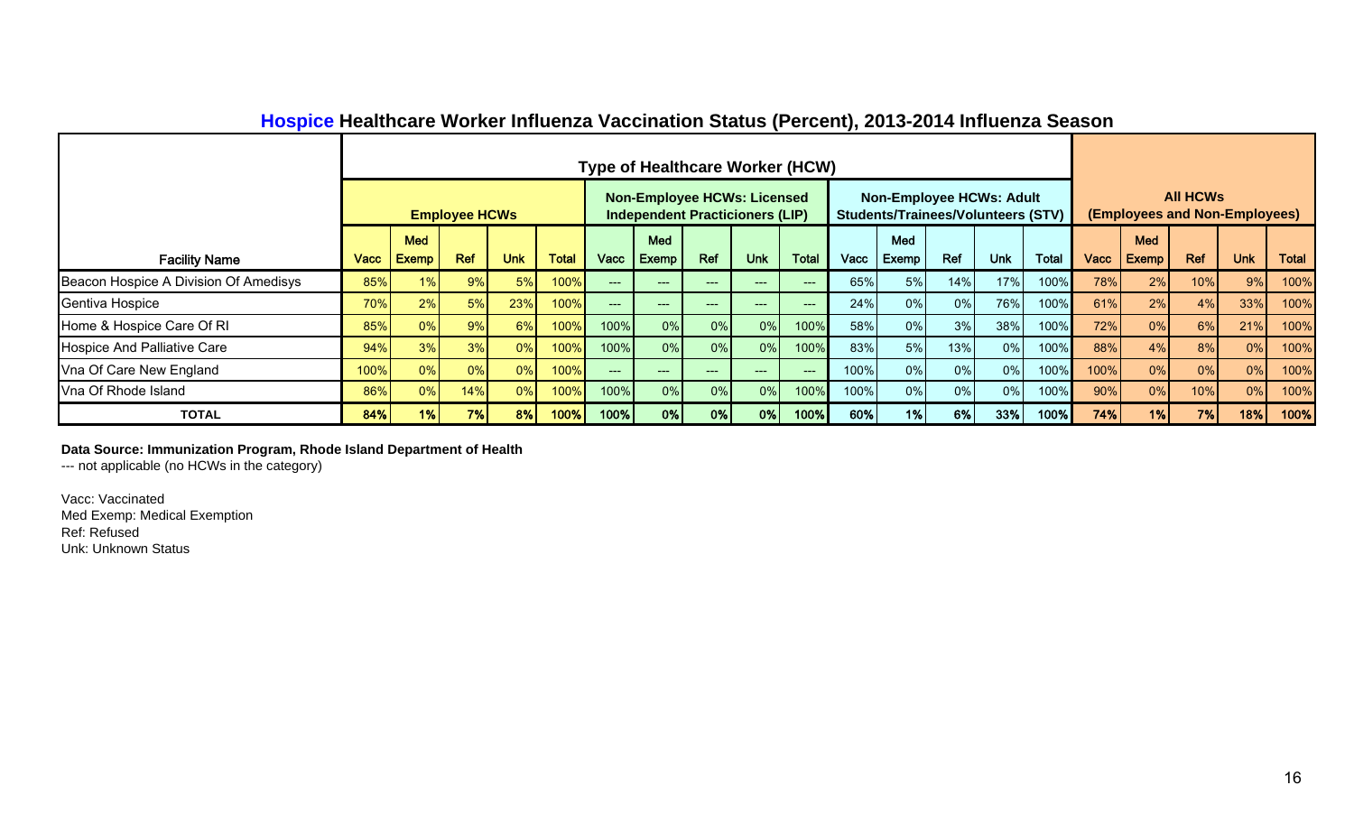# Hospice Healthcare Worker Influenza Vaccination Status (Percent), 2013-2014 Influenza Season

| | Type of Healthcare Worker (HCW) | | | | | | | | | | | | | | | | | | | |
|---|---|---|---|---|---|---|---|---|---|---|---|---|---|---|---|---|---|---|---|---|
| | Employee HCWs | | | | | Non-Employee HCWs: Licensed Independent Practicioners (LIP) | | | | | Non-Employee HCWs: Adult Students/Trainees/Volunteers (STV) | | | | | All HCWs (Employees and Non-Employees) | | | | |
| Facility Name | Vacc | Med Exemp | Ref | Unk | Total | Vacc | Med Exemp | Ref | Unk | Total | Vacc | Med Exemp | Ref | Unk | Total | Vacc | Med Exemp | Ref | Unk | Total |
| Beacon Hospice A Division Of Amedisys | 85% | 1% | 9% | 5% | 100% | --- | --- | --- | --- | --- | 65% | 5% | 14% | 17% | 100% | 78% | 2% | 10% | 9% | 100% |
| Gentiva Hospice | 70% | 2% | 5% | 23% | 100% | --- | --- | --- | --- | --- | 24% | 0% | 0% | 76% | 100% | 61% | 2% | 4% | 33% | 100% |
| Home & Hospice Care Of RI | 85% | 0% | 9% | 6% | 100% | 100% | 0% | 0% | 0% | 100% | 58% | 0% | 3% | 38% | 100% | 72% | 0% | 6% | 21% | 100% |
| Hospice And Palliative Care | 94% | 3% | 3% | 0% | 100% | 100% | 0% | 0% | 0% | 100% | 83% | 5% | 13% | 0% | 100% | 88% | 4% | 8% | 0% | 100% |
| Vna Of Care New England | 100% | 0% | 0% | 0% | 100% | --- | --- | --- | --- | --- | 100% | 0% | 0% | 0% | 100% | 100% | 0% | 0% | 0% | 100% |
| Vna Of Rhode Island | 86% | 0% | 14% | 0% | 100% | 100% | 0% | 0% | 0% | 100% | 100% | 0% | 0% | 0% | 100% | 90% | 0% | 10% | 0% | 100% |
| **TOTAL** | **84%** | **1%** | **7%** | **8%** | **100%** | **100%** | **0%** | **0%** | **0%** | **100%** | **60%** | **1%** | **6%** | **33%** | **100%** | **74%** | **1%** | **7%** | **18%** | **100%** |

**Data Source: Immunization Program, Rhode Island Department of Health**

--- not applicable (no HCWs in the category)

Vacc: Vaccinated
Med Exemp: Medical Exemption
Ref: Refused
Unk: Unknown Status